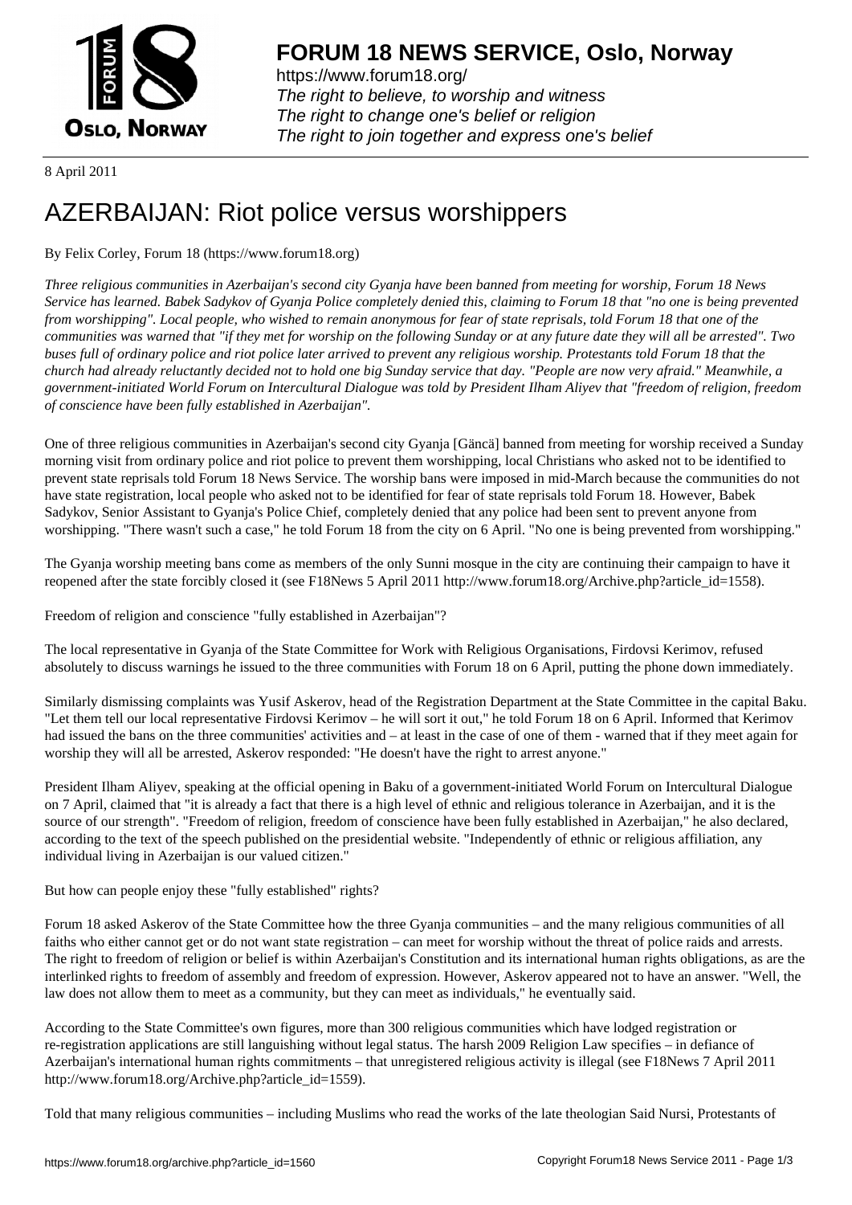**FORUM 18 NEWS SERVICE, Oslo, Norway**

https://www.forum18.org/
*The right to believe, to worship and witness*
*The right to change one's belief or religion*
*The right to join together and express one's belief*

8 April 2011

# AZERBAIJAN: Riot police versus worshippers

By Felix Corley, Forum 18 (https://www.forum18.org)

*Three religious communities in Azerbaijan's second city Gyanja have been banned from meeting for worship, Forum 18 News Service has learned. Babek Sadykov of Gyanja Police completely denied this, claiming to Forum 18 that "no one is being prevented from worshipping". Local people, who wished to remain anonymous for fear of state reprisals, told Forum 18 that one of the communities was warned that "if they met for worship on the following Sunday or at any future date they will all be arrested". Two buses full of ordinary police and riot police later arrived to prevent any religious worship. Protestants told Forum 18 that the church had already reluctantly decided not to hold one big Sunday service that day. "People are now very afraid." Meanwhile, a government-initiated World Forum on Intercultural Dialogue was told by President Ilham Aliyev that "freedom of religion, freedom of conscience have been fully established in Azerbaijan".*

One of three religious communities in Azerbaijan's second city Gyanja [Gäncä] banned from meeting for worship received a Sunday morning visit from ordinary police and riot police to prevent them worshipping, local Christians who asked not to be identified to prevent state reprisals told Forum 18 News Service. The worship bans were imposed in mid-March because the communities do not have state registration, local people who asked not to be identified for fear of state reprisals told Forum 18. However, Babek Sadykov, Senior Assistant to Gyanja's Police Chief, completely denied that any police had been sent to prevent anyone from worshipping. "There wasn't such a case," he told Forum 18 from the city on 6 April. "No one is being prevented from worshipping."

The Gyanja worship meeting bans come as members of the only Sunni mosque in the city are continuing their campaign to have it reopened after the state forcibly closed it (see F18News 5 April 2011 http://www.forum18.org/Archive.php?article_id=1558).

Freedom of religion and conscience "fully established in Azerbaijan"?

The local representative in Gyanja of the State Committee for Work with Religious Organisations, Firdovsi Kerimov, refused absolutely to discuss warnings he issued to the three communities with Forum 18 on 6 April, putting the phone down immediately.

Similarly dismissing complaints was Yusif Askerov, head of the Registration Department at the State Committee in the capital Baku. "Let them tell our local representative Firdovsi Kerimov – he will sort it out," he told Forum 18 on 6 April. Informed that Kerimov had issued the bans on the three communities' activities and – at least in the case of one of them - warned that if they meet again for worship they will all be arrested, Askerov responded: "He doesn't have the right to arrest anyone."

President Ilham Aliyev, speaking at the official opening in Baku of a government-initiated World Forum on Intercultural Dialogue on 7 April, claimed that "it is already a fact that there is a high level of ethnic and religious tolerance in Azerbaijan, and it is the source of our strength". "Freedom of religion, freedom of conscience have been fully established in Azerbaijan," he also declared, according to the text of the speech published on the presidential website. "Independently of ethnic or religious affiliation, any individual living in Azerbaijan is our valued citizen."

But how can people enjoy these "fully established" rights?

Forum 18 asked Askerov of the State Committee how the three Gyanja communities – and the many religious communities of all faiths who either cannot get or do not want state registration – can meet for worship without the threat of police raids and arrests. The right to freedom of religion or belief is within Azerbaijan's Constitution and its international human rights obligations, as are the interlinked rights to freedom of assembly and freedom of expression. However, Askerov appeared not to have an answer. "Well, the law does not allow them to meet as a community, but they can meet as individuals," he eventually said.

According to the State Committee's own figures, more than 300 religious communities which have lodged registration or re-registration applications are still languishing without legal status. The harsh 2009 Religion Law specifies – in defiance of Azerbaijan's international human rights commitments – that unregistered religious activity is illegal (see F18News 7 April 2011 http://www.forum18.org/Archive.php?article_id=1559).

Told that many religious communities – including Muslims who read the works of the late theologian Said Nursi, Protestants of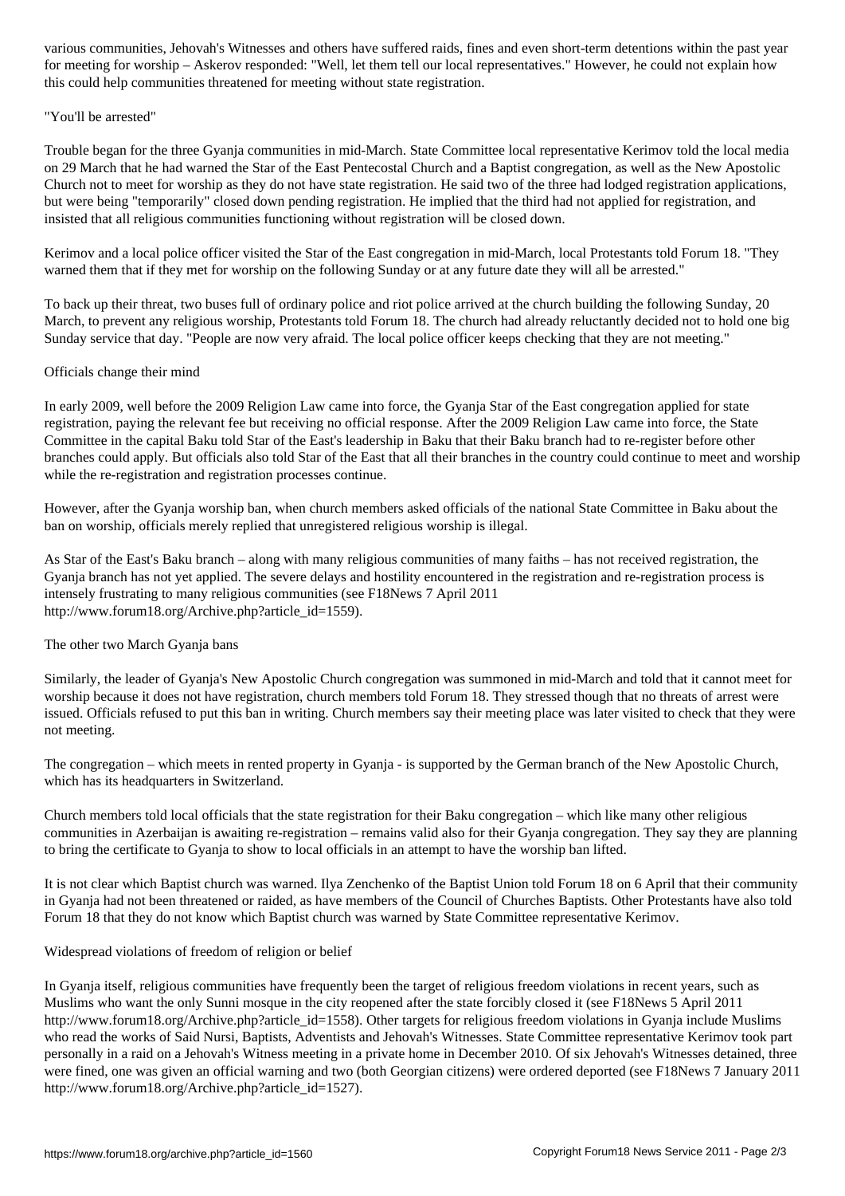various communities, Jehovah's Witnesses and others have suffered raids, fines and even short-term detentions within the past year for meeting for worship – Askerov responded: "Well, let them tell our local representatives." However, he could not explain how this could help communities threatened for meeting without state registration.

## "You'll be arrested"

Trouble began for the three Gyanja communities in mid-March. State Committee local representative Kerimov told the local media on 29 March that he had warned the Star of the East Pentecostal Church and a Baptist congregation, as well as the New Apostolic Church not to meet for worship as they do not have state registration. He said two of the three had lodged registration applications, but were being "temporarily" closed down pending registration. He implied that the third had not applied for registration, and insisted that all religious communities functioning without registration will be closed down.

Kerimov and a local police officer visited the Star of the East congregation in mid-March, local Protestants told Forum 18. "They warned them that if they met for worship on the following Sunday or at any future date they will all be arrested."

To back up their threat, two buses full of ordinary police and riot police arrived at the church building the following Sunday, 20 March, to prevent any religious worship, Protestants told Forum 18. The church had already reluctantly decided not to hold one big Sunday service that day. "People are now very afraid. The local police officer keeps checking that they are not meeting."

## Officials change their mind

In early 2009, well before the 2009 Religion Law came into force, the Gyanja Star of the East congregation applied for state registration, paying the relevant fee but receiving no official response. After the 2009 Religion Law came into force, the State Committee in the capital Baku told Star of the East's leadership in Baku that their Baku branch had to re-register before other branches could apply. But officials also told Star of the East that all their branches in the country could continue to meet and worship while the re-registration and registration processes continue.

However, after the Gyanja worship ban, when church members asked officials of the national State Committee in Baku about the ban on worship, officials merely replied that unregistered religious worship is illegal.

As Star of the East's Baku branch – along with many religious communities of many faiths – has not received registration, the Gyanja branch has not yet applied. The severe delays and hostility encountered in the registration and re-registration process is intensely frustrating to many religious communities (see F18News 7 April 2011 http://www.forum18.org/Archive.php?article_id=1559).

## The other two March Gyanja bans

Similarly, the leader of Gyanja's New Apostolic Church congregation was summoned in mid-March and told that it cannot meet for worship because it does not have registration, church members told Forum 18. They stressed though that no threats of arrest were issued. Officials refused to put this ban in writing. Church members say their meeting place was later visited to check that they were not meeting.

The congregation – which meets in rented property in Gyanja - is supported by the German branch of the New Apostolic Church, which has its headquarters in Switzerland.

Church members told local officials that the state registration for their Baku congregation – which like many other religious communities in Azerbaijan is awaiting re-registration – remains valid also for their Gyanja congregation. They say they are planning to bring the certificate to Gyanja to show to local officials in an attempt to have the worship ban lifted.

It is not clear which Baptist church was warned. Ilya Zenchenko of the Baptist Union told Forum 18 on 6 April that their community in Gyanja had not been threatened or raided, as have members of the Council of Churches Baptists. Other Protestants have also told Forum 18 that they do not know which Baptist church was warned by State Committee representative Kerimov.

## Widespread violations of freedom of religion or belief

In Gyanja itself, religious communities have frequently been the target of religious freedom violations in recent years, such as Muslims who want the only Sunni mosque in the city reopened after the state forcibly closed it (see F18News 5 April 2011 http://www.forum18.org/Archive.php?article_id=1558). Other targets for religious freedom violations in Gyanja include Muslims who read the works of Said Nursi, Baptists, Adventists and Jehovah's Witnesses. State Committee representative Kerimov took part personally in a raid on a Jehovah's Witness meeting in a private home in December 2010. Of six Jehovah's Witnesses detained, three were fined, one was given an official warning and two (both Georgian citizens) were ordered deported (see F18News 7 January 2011 http://www.forum18.org/Archive.php?article_id=1527).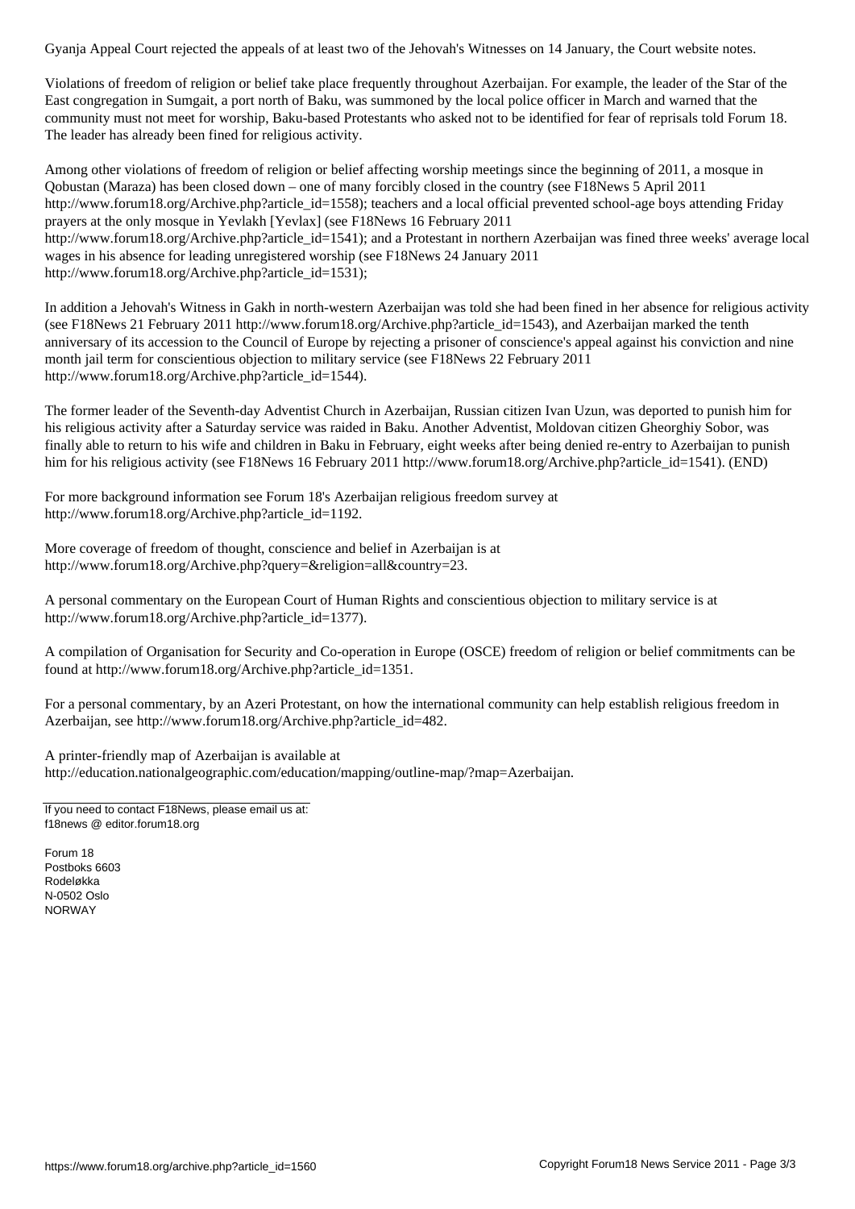Gyanja Appeal Court rejected the appeals of at least two of the Jehovah's Witnesses on 14 January, the Court website notes.

Violations of freedom of religion or belief take place frequently throughout Azerbaijan. For example, the leader of the Star of the East congregation in Sumgait, a port north of Baku, was summoned by the local police officer in March and warned that the community must not meet for worship, Baku-based Protestants who asked not to be identified for fear of reprisals told Forum 18. The leader has already been fined for religious activity.

Among other violations of freedom of religion or belief affecting worship meetings since the beginning of 2011, a mosque in Qobustan (Maraza) has been closed down – one of many forcibly closed in the country (see F18News 5 April 2011 http://www.forum18.org/Archive.php?article_id=1558); teachers and a local official prevented school-age boys attending Friday prayers at the only mosque in Yevlakh [Yevlax] (see F18News 16 February 2011 http://www.forum18.org/Archive.php?article_id=1541); and a Protestant in northern Azerbaijan was fined three weeks' average local wages in his absence for leading unregistered worship (see F18News 24 January 2011 http://www.forum18.org/Archive.php?article_id=1531);

In addition a Jehovah's Witness in Gakh in north-western Azerbaijan was told she had been fined in her absence for religious activity (see F18News 21 February 2011 http://www.forum18.org/Archive.php?article_id=1543), and Azerbaijan marked the tenth anniversary of its accession to the Council of Europe by rejecting a prisoner of conscience's appeal against his conviction and nine month jail term for conscientious objection to military service (see F18News 22 February 2011 http://www.forum18.org/Archive.php?article_id=1544).

The former leader of the Seventh-day Adventist Church in Azerbaijan, Russian citizen Ivan Uzun, was deported to punish him for his religious activity after a Saturday service was raided in Baku. Another Adventist, Moldovan citizen Gheorghiy Sobor, was finally able to return to his wife and children in Baku in February, eight weeks after being denied re-entry to Azerbaijan to punish him for his religious activity (see F18News 16 February 2011 http://www.forum18.org/Archive.php?article_id=1541). (END)

For more background information see Forum 18's Azerbaijan religious freedom survey at http://www.forum18.org/Archive.php?article_id=1192.

More coverage of freedom of thought, conscience and belief in Azerbaijan is at http://www.forum18.org/Archive.php?query=&religion=all&country=23.

A personal commentary on the European Court of Human Rights and conscientious objection to military service is at http://www.forum18.org/Archive.php?article_id=1377).

A compilation of Organisation for Security and Co-operation in Europe (OSCE) freedom of religion or belief commitments can be found at http://www.forum18.org/Archive.php?article_id=1351.

For a personal commentary, by an Azeri Protestant, on how the international community can help establish religious freedom in Azerbaijan, see http://www.forum18.org/Archive.php?article_id=482.

A printer-friendly map of Azerbaijan is available at http://education.nationalgeographic.com/education/mapping/outline-map/?map=Azerbaijan.

If you need to contact F18News, please email us at:
f18news @ editor.forum18.org

Forum 18
Postboks 6603
Rodeløkka
N-0502 Oslo
NORWAY